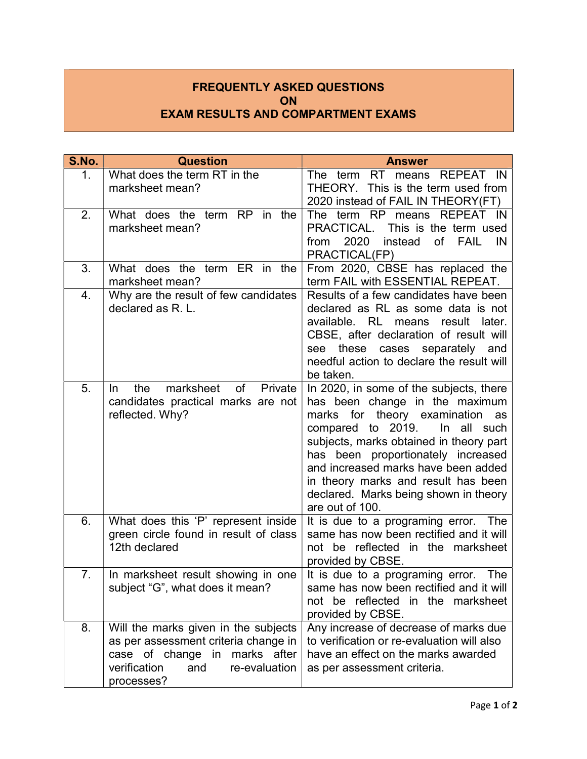# FREQUENTLY ASKED QUESTIONS ON EXAM RESULTS AND COMPARTMENT EXAMS

| S.No. | Question | Answer |
|---|---|---|
| 1. | What does the term RT in the marksheet mean? | The term RT means REPEAT IN THEORY. This is the term used from 2020 instead of FAIL IN THEORY(FT) |
| 2. | What does the term RP in the marksheet mean? | The term RP means REPEAT IN PRACTICAL. This is the term used from 2020 instead of FAIL IN PRACTICAL(FP) |
| 3. | What does the term ER in the marksheet mean? | From 2020, CBSE has replaced the term FAIL with ESSENTIAL REPEAT. |
| 4. | Why are the result of few candidates declared as R. L. | Results of a few candidates have been declared as RL as some data is not available. RL means result later. CBSE, after declaration of result will see these cases separately and needful action to declare the result will be taken. |
| 5. | In the marksheet of Private candidates practical marks are not reflected. Why? | In 2020, in some of the subjects, there has been change in the maximum marks for theory examination as compared to 2019. In all such subjects, marks obtained in theory part has been proportionately increased and increased marks have been added in theory marks and result has been declared. Marks being shown in theory are out of 100. |
| 6. | What does this 'P' represent inside green circle found in result of class 12th declared | It is due to a programing error. The same has now been rectified and it will not be reflected in the marksheet provided by CBSE. |
| 7. | In marksheet result showing in one subject "G", what does it mean? | It is due to a programing error. The same has now been rectified and it will not be reflected in the marksheet provided by CBSE. |
| 8. | Will the marks given in the subjects as per assessment criteria change in case of change in marks after verification and re-evaluation processes? | Any increase of decrease of marks due to verification or re-evaluation will also have an effect on the marks awarded as per assessment criteria. |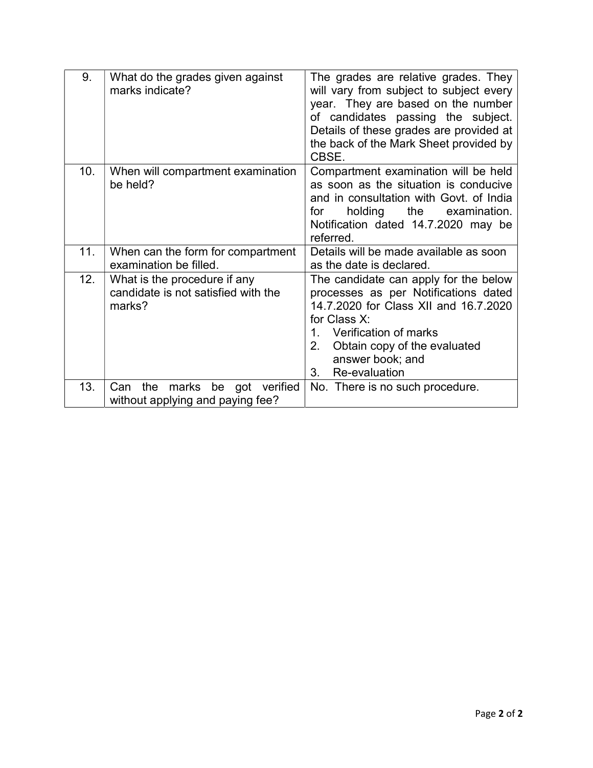| | | |
|---|---|---|
| 9. | What do the grades given against marks indicate? | The grades are relative grades. They will vary from subject to subject every year. They are based on the number of candidates passing the subject. Details of these grades are provided at the back of the Mark Sheet provided by CBSE. |
| 10. | When will compartment examination be held? | Compartment examination will be held as soon as the situation is conducive and in consultation with Govt. of India for holding the examination. Notification dated 14.7.2020 may be referred. |
| 11. | When can the form for compartment examination be filled. | Details will be made available as soon as the date is declared. |
| 12. | What is the procedure if any candidate is not satisfied with the marks? | The candidate can apply for the below processes as per Notifications dated 14.7.2020 for Class XII and 16.7.2020 for Class X:<br>1. Verification of marks<br>2. Obtain copy of the evaluated answer book; and<br>3. Re-evaluation |
| 13. | Can the marks be got verified without applying and paying fee? | No. There is no such procedure. |